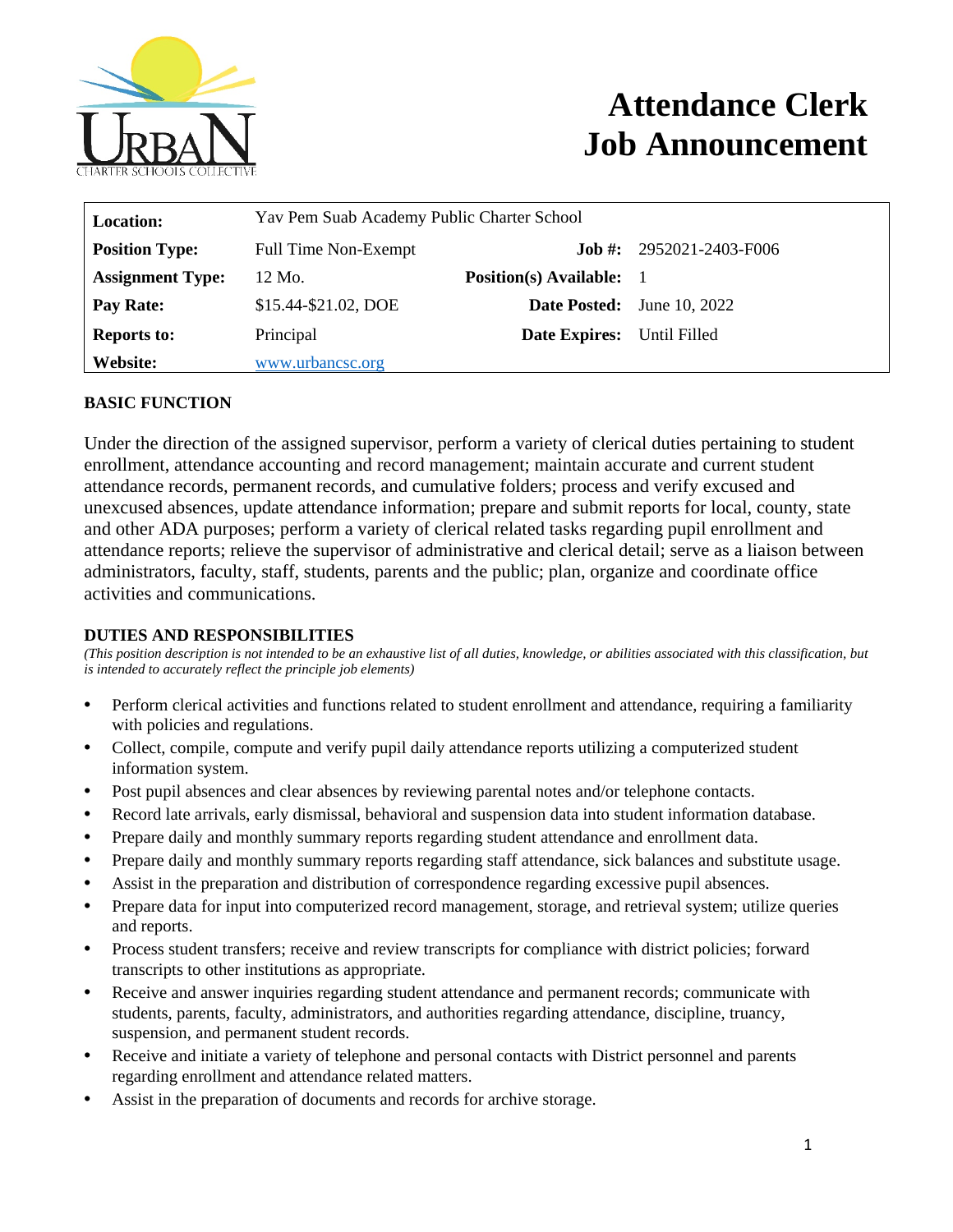# Attendance Clerk Job Announcement

| | | | |
|---|---|---|---|
| **Location:** | Yav Pem Suab Academy Public Charter School | | |
| **Position Type:** | Full Time Non-Exempt | **Job #:** | 2952021-2403-F006 |
| **Assignment Type:** | 12 Mo. | **Position(s) Available:** | 1 |
| **Pay Rate:** | $15.44-$21.02, DOE | **Date Posted:** | June 10, 2022 |
| **Reports to:** | Principal | **Date Expires:** | Until Filled |
| **Website:** | www.urbancsc.org | | |

## BASIC FUNCTION

Under the direction of the assigned supervisor, perform a variety of clerical duties pertaining to student enrollment, attendance accounting and record management; maintain accurate and current student attendance records, permanent records, and cumulative folders; process and verify excused and unexcused absences, update attendance information; prepare and submit reports for local, county, state and other ADA purposes; perform a variety of clerical related tasks regarding pupil enrollment and attendance reports; relieve the supervisor of administrative and clerical detail; serve as a liaison between administrators, faculty, staff, students, parents and the public; plan, organize and coordinate office activities and communications.

## DUTIES AND RESPONSIBILITIES

*(This position description is not intended to be an exhaustive list of all duties, knowledge, or abilities associated with this classification, but is intended to accurately reflect the principle job elements)*

- Perform clerical activities and functions related to student enrollment and attendance, requiring a familiarity with policies and regulations.
- Collect, compile, compute and verify pupil daily attendance reports utilizing a computerized student information system.
- Post pupil absences and clear absences by reviewing parental notes and/or telephone contacts.
- Record late arrivals, early dismissal, behavioral and suspension data into student information database.
- Prepare daily and monthly summary reports regarding student attendance and enrollment data.
- Prepare daily and monthly summary reports regarding staff attendance, sick balances and substitute usage.
- Assist in the preparation and distribution of correspondence regarding excessive pupil absences.
- Prepare data for input into computerized record management, storage, and retrieval system; utilize queries and reports.
- Process student transfers; receive and review transcripts for compliance with district policies; forward transcripts to other institutions as appropriate.
- Receive and answer inquiries regarding student attendance and permanent records; communicate with students, parents, faculty, administrators, and authorities regarding attendance, discipline, truancy, suspension, and permanent student records.
- Receive and initiate a variety of telephone and personal contacts with District personnel and parents regarding enrollment and attendance related matters.
- Assist in the preparation of documents and records for archive storage.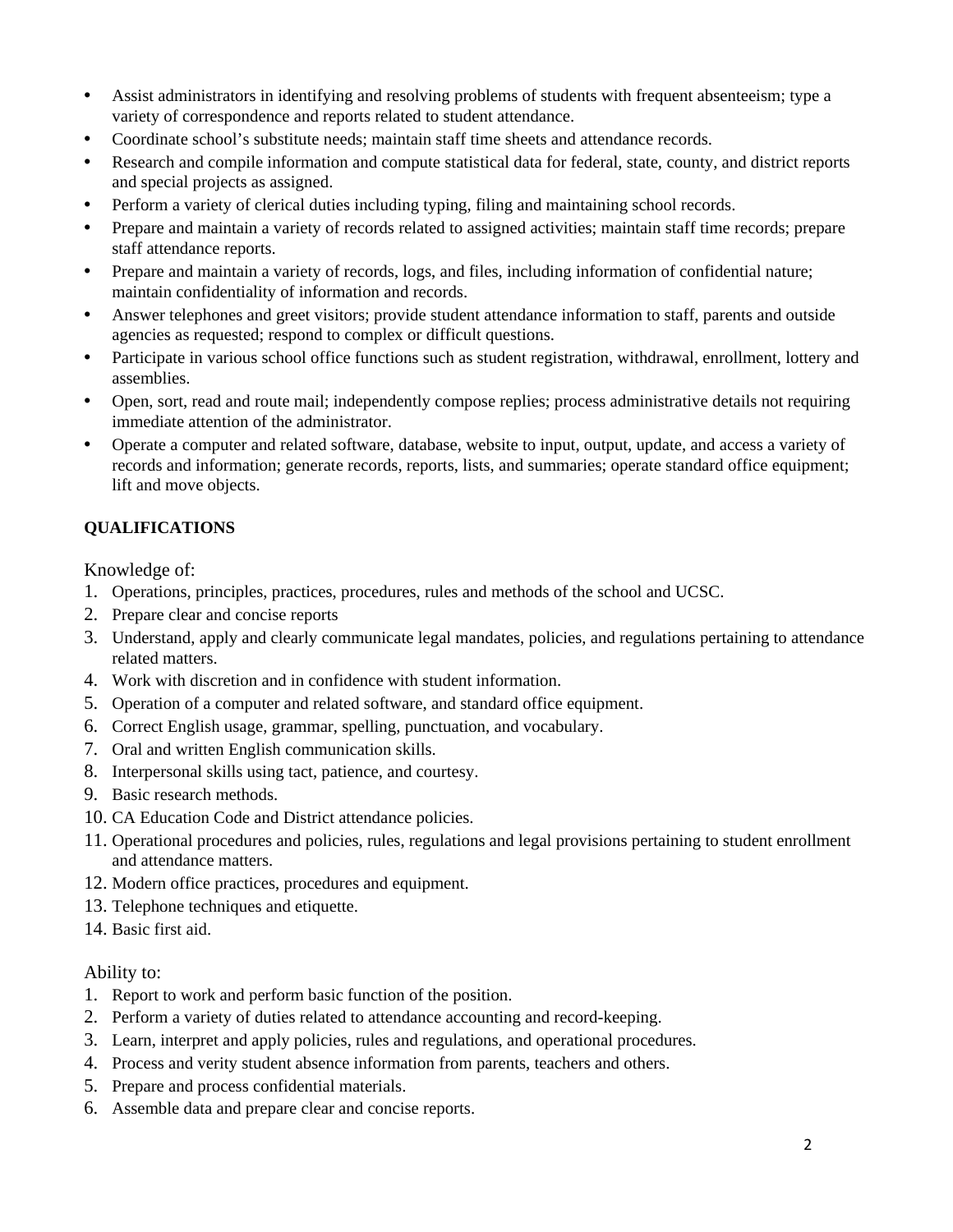- Assist administrators in identifying and resolving problems of students with frequent absenteeism; type a variety of correspondence and reports related to student attendance.
- Coordinate school's substitute needs; maintain staff time sheets and attendance records.
- Research and compile information and compute statistical data for federal, state, county, and district reports and special projects as assigned.
- Perform a variety of clerical duties including typing, filing and maintaining school records.
- Prepare and maintain a variety of records related to assigned activities; maintain staff time records; prepare staff attendance reports.
- Prepare and maintain a variety of records, logs, and files, including information of confidential nature; maintain confidentiality of information and records.
- Answer telephones and greet visitors; provide student attendance information to staff, parents and outside agencies as requested; respond to complex or difficult questions.
- Participate in various school office functions such as student registration, withdrawal, enrollment, lottery and assemblies.
- Open, sort, read and route mail; independently compose replies; process administrative details not requiring immediate attention of the administrator.
- Operate a computer and related software, database, website to input, output, update, and access a variety of records and information; generate records, reports, lists, and summaries; operate standard office equipment; lift and move objects.

**QUALIFICATIONS**

Knowledge of:

1. Operations, principles, practices, procedures, rules and methods of the school and UCSC.
2. Prepare clear and concise reports
3. Understand, apply and clearly communicate legal mandates, policies, and regulations pertaining to attendance related matters.
4. Work with discretion and in confidence with student information.
5. Operation of a computer and related software, and standard office equipment.
6. Correct English usage, grammar, spelling, punctuation, and vocabulary.
7. Oral and written English communication skills.
8. Interpersonal skills using tact, patience, and courtesy.
9. Basic research methods.
10. CA Education Code and District attendance policies.
11. Operational procedures and policies, rules, regulations and legal provisions pertaining to student enrollment and attendance matters.
12. Modern office practices, procedures and equipment.
13. Telephone techniques and etiquette.
14. Basic first aid.

Ability to:

1. Report to work and perform basic function of the position.
2. Perform a variety of duties related to attendance accounting and record-keeping.
3. Learn, interpret and apply policies, rules and regulations, and operational procedures.
4. Process and verity student absence information from parents, teachers and others.
5. Prepare and process confidential materials.
6. Assemble data and prepare clear and concise reports.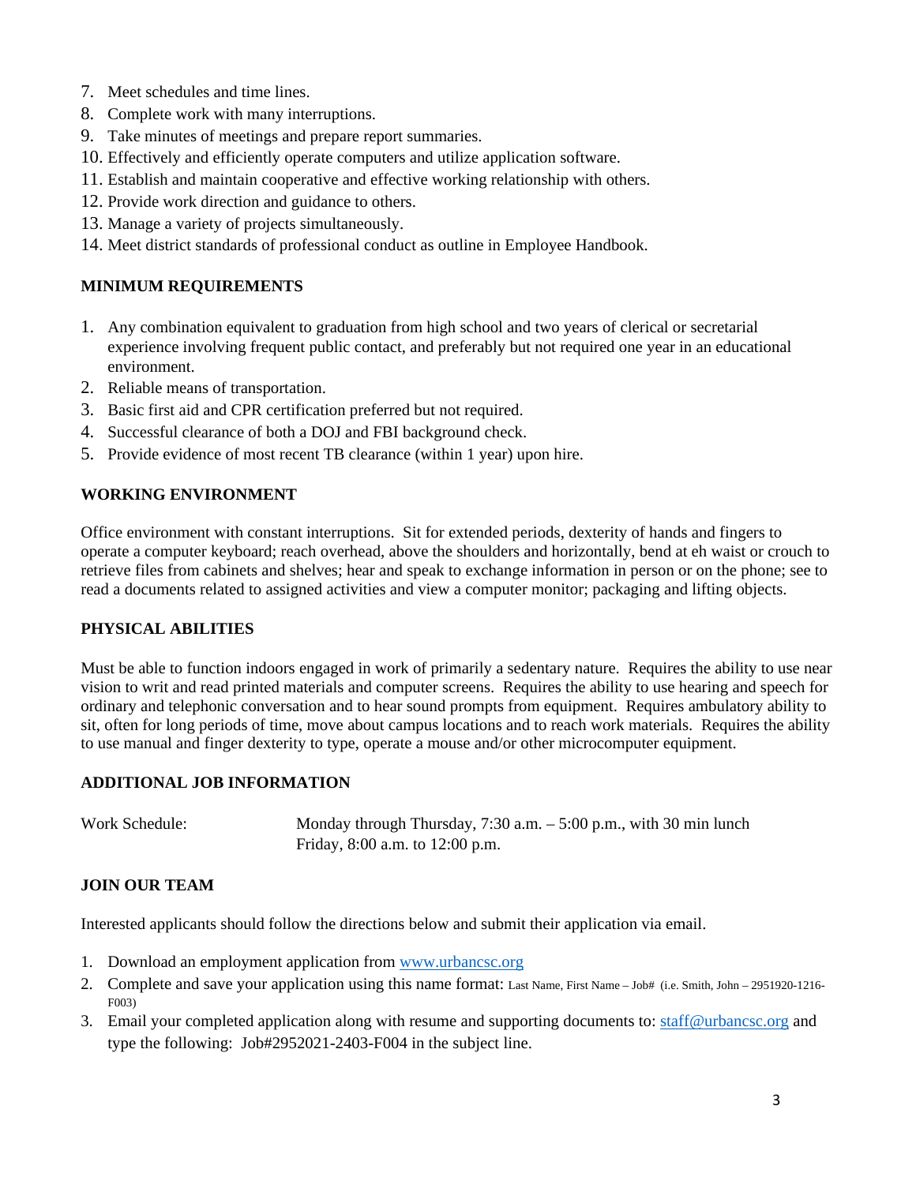7. Meet schedules and time lines.
8. Complete work with many interruptions.
9. Take minutes of meetings and prepare report summaries.
10. Effectively and efficiently operate computers and utilize application software.
11. Establish and maintain cooperative and effective working relationship with others.
12. Provide work direction and guidance to others.
13. Manage a variety of projects simultaneously.
14. Meet district standards of professional conduct as outline in Employee Handbook.

**MINIMUM REQUIREMENTS**

1. Any combination equivalent to graduation from high school and two years of clerical or secretarial experience involving frequent public contact, and preferably but not required one year in an educational environment.
2. Reliable means of transportation.
3. Basic first aid and CPR certification preferred but not required.
4. Successful clearance of both a DOJ and FBI background check.
5. Provide evidence of most recent TB clearance (within 1 year) upon hire.

**WORKING ENVIRONMENT**

Office environment with constant interruptions. Sit for extended periods, dexterity of hands and fingers to operate a computer keyboard; reach overhead, above the shoulders and horizontally, bend at eh waist or crouch to retrieve files from cabinets and shelves; hear and speak to exchange information in person or on the phone; see to read a documents related to assigned activities and view a computer monitor; packaging and lifting objects.

**PHYSICAL ABILITIES**

Must be able to function indoors engaged in work of primarily a sedentary nature. Requires the ability to use near vision to writ and read printed materials and computer screens. Requires the ability to use hearing and speech for ordinary and telephonic conversation and to hear sound prompts from equipment. Requires ambulatory ability to sit, often for long periods of time, move about campus locations and to reach work materials. Requires the ability to use manual and finger dexterity to type, operate a mouse and/or other microcomputer equipment.

**ADDITIONAL JOB INFORMATION**

| | |
|---|---|
| Work Schedule: | Monday through Thursday, 7:30 a.m. – 5:00 p.m., with 30 min lunch<br>Friday, 8:00 a.m. to 12:00 p.m. |

**JOIN OUR TEAM**

Interested applicants should follow the directions below and submit their application via email.

1. Download an employment application from www.urbancsc.org
2. Complete and save your application using this name format: Last Name, First Name – Job# (i.e. Smith, John – 2951920-1216-F003)
3. Email your completed application along with resume and supporting documents to: staff@urbancsc.org and type the following: Job#2952021-2403-F004 in the subject line.